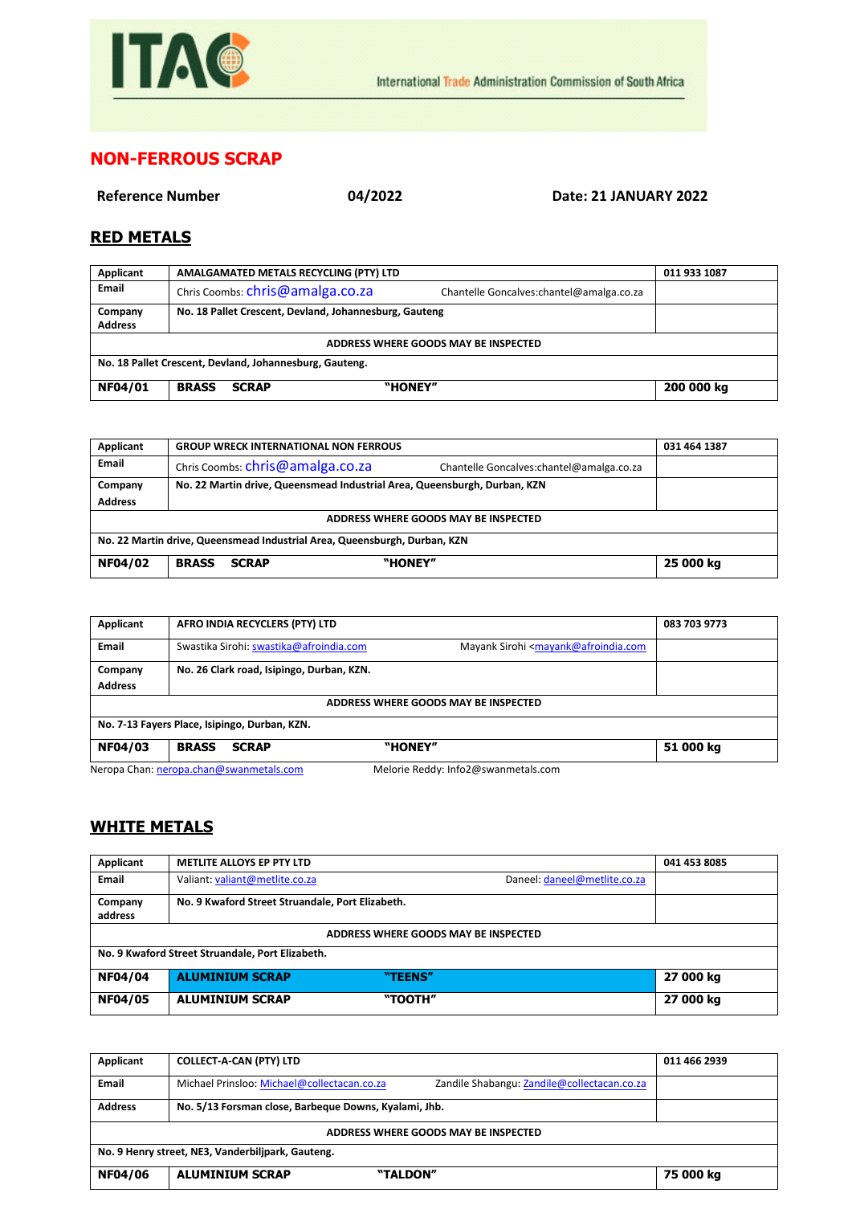ITAC

International Trade Administration Commission of South Africa

# NON-FERROUS SCRAP

**Reference Number** **04/2022** **Date: 21 JANUARY 2022**

## RED METALS

| Applicant | AMALGAMATED METALS RECYCLING (PTY) LTD | 011 933 1087 |
|---|---|---|
| Email | Chris Coombs: chris@amalga.co.za Chantelle Goncalves:chantel@amalga.co.za | |
| Company Address | No. 18 Pallet Crescent, Devland, Johannesburg, Gauteng | |
| ADDRESS WHERE GOODS MAY BE INSPECTED | | |
| No. 18 Pallet Crescent, Devland, Johannesburg, Gauteng. | | |
| **NF04/01** | **BRASS SCRAP "HONEY"** | **200 000 kg** |

| Applicant | GROUP WRECK INTERNATIONAL NON FERROUS | 031 464 1387 |
|---|---|---|
| Email | Chris Coombs: chris@amalga.co.za Chantelle Goncalves:chantel@amalga.co.za | |
| Company Address | No. 22 Martin drive, Queensmead Industrial Area, Queensburgh, Durban, KZN | |
| ADDRESS WHERE GOODS MAY BE INSPECTED | | |
| No. 22 Martin drive, Queensmead Industrial Area, Queensburgh, Durban, KZN | | |
| **NF04/02** | **BRASS SCRAP "HONEY"** | **25 000 kg** |

| Applicant | AFRO INDIA RECYCLERS (PTY) LTD | 083 703 9773 |
|---|---|---|
| Email | Swastika Sirohi: swastika@afroindia.com Mayank Sirohi <mayank@afroindia.com | |
| Company Address | No. 26 Clark road, Isipingo, Durban, KZN. | |
| ADDRESS WHERE GOODS MAY BE INSPECTED | | |
| No. 7-13 Fayers Place, Isipingo, Durban, KZN. | | |
| **NF04/03** | **BRASS SCRAP "HONEY"** | **51 000 kg** |

Neropa Chan: neropa.chan@swanmetals.com Melorie Reddy: Info2@swanmetals.com

## WHITE METALS

| Applicant | METLITE ALLOYS EP PTY LTD | 041 453 8085 |
|---|---|---|
| Email | Valiant: valiant@metlite.co.za Daneel: daneel@metlite.co.za | |
| Company address | No. 9 Kwaford Street Struandale, Port Elizabeth. | |
| ADDRESS WHERE GOODS MAY BE INSPECTED | | |
| No. 9 Kwaford Street Struandale, Port Elizabeth. | | |
| **NF04/04** | **ALUMINIUM SCRAP "TEENS"** | **27 000 kg** |
| **NF04/05** | **ALUMINIUM SCRAP "TOOTH"** | **27 000 kg** |

| Applicant | COLLECT-A-CAN (PTY) LTD | 011 466 2939 |
|---|---|---|
| Email | Michael Prinsloo: Michael@collectacan.co.za Zandile Shabangu: Zandile@collectacan.co.za | |
| Address | No. 5/13 Forsman close, Barbeque Downs, Kyalami, Jhb. | |
| ADDRESS WHERE GOODS MAY BE INSPECTED | | |
| No. 9 Henry street, NE3, Vanderbiljpark, Gauteng. | | |
| **NF04/06** | **ALUMINIUM SCRAP "TALDON"** | **75 000 kg** |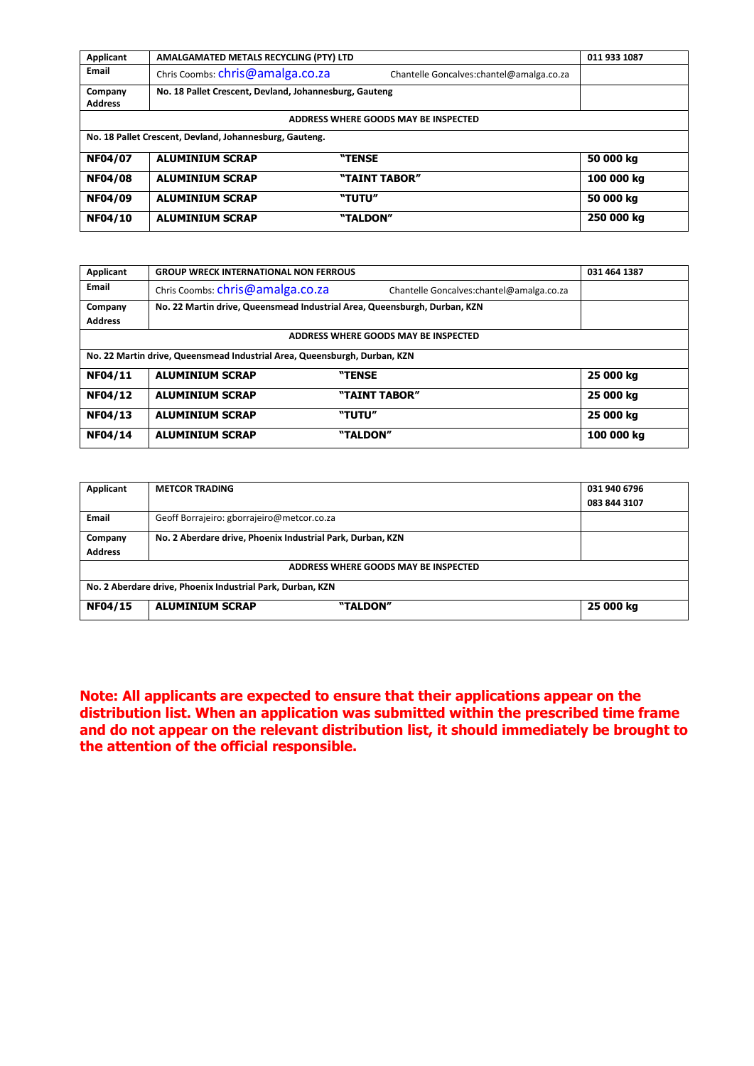| | | | |
|---|---|---|---|
| **Applicant** | **AMALGAMATED METALS RECYCLING (PTY) LTD** | | **011 933 1087** |
| **Email** | Chris Coombs: chris@amalga.co.za | Chantelle Goncalves:chantel@amalga.co.za | |
| **Company Address** | **No. 18 Pallet Crescent, Devland, Johannesburg, Gauteng** | | |
| **ADDRESS WHERE GOODS MAY BE INSPECTED** | | | |
| **No. 18 Pallet Crescent, Devland, Johannesburg, Gauteng.** | | | |
| **NF04/07** | **ALUMINIUM SCRAP** | **"TENSE** | **50 000 kg** |
| **NF04/08** | **ALUMINIUM SCRAP** | **"TAINT TABOR"** | **100 000 kg** |
| **NF04/09** | **ALUMINIUM SCRAP** | **"TUTU"** | **50 000 kg** |
| **NF04/10** | **ALUMINIUM SCRAP** | **"TALDON"** | **250 000 kg** |

| | | | |
|---|---|---|---|
| **Applicant** | **GROUP WRECK INTERNATIONAL NON FERROUS** | | **031 464 1387** |
| **Email** | Chris Coombs: chris@amalga.co.za | Chantelle Goncalves:chantel@amalga.co.za | |
| **Company Address** | **No. 22 Martin drive, Queensmead Industrial Area, Queensburgh, Durban, KZN** | | |
| **ADDRESS WHERE GOODS MAY BE INSPECTED** | | | |
| **No. 22 Martin drive, Queensmead Industrial Area, Queensburgh, Durban, KZN** | | | |
| **NF04/11** | **ALUMINIUM SCRAP** | **"TENSE** | **25 000 kg** |
| **NF04/12** | **ALUMINIUM SCRAP** | **"TAINT TABOR"** | **25 000 kg** |
| **NF04/13** | **ALUMINIUM SCRAP** | **"TUTU"** | **25 000 kg** |
| **NF04/14** | **ALUMINIUM SCRAP** | **"TALDON"** | **100 000 kg** |

| | | | |
|---|---|---|---|
| **Applicant** | **METCOR TRADING** | | **031 940 6796**<br>**083 844 3107** |
| **Email** | Geoff Borrajeiro: gborrajeiro@metcor.co.za | | |
| **Company Address** | **No. 2 Aberdare drive, Phoenix Industrial Park, Durban, KZN** | | |
| **ADDRESS WHERE GOODS MAY BE INSPECTED** | | | |
| **No. 2 Aberdare drive, Phoenix Industrial Park, Durban, KZN** | | | |
| **NF04/15** | **ALUMINIUM SCRAP** | **"TALDON"** | **25 000 kg** |

**Note: All applicants are expected to ensure that their applications appear on the distribution list. When an application was submitted within the prescribed time frame and do not appear on the relevant distribution list, it should immediately be brought to the attention of the official responsible.**